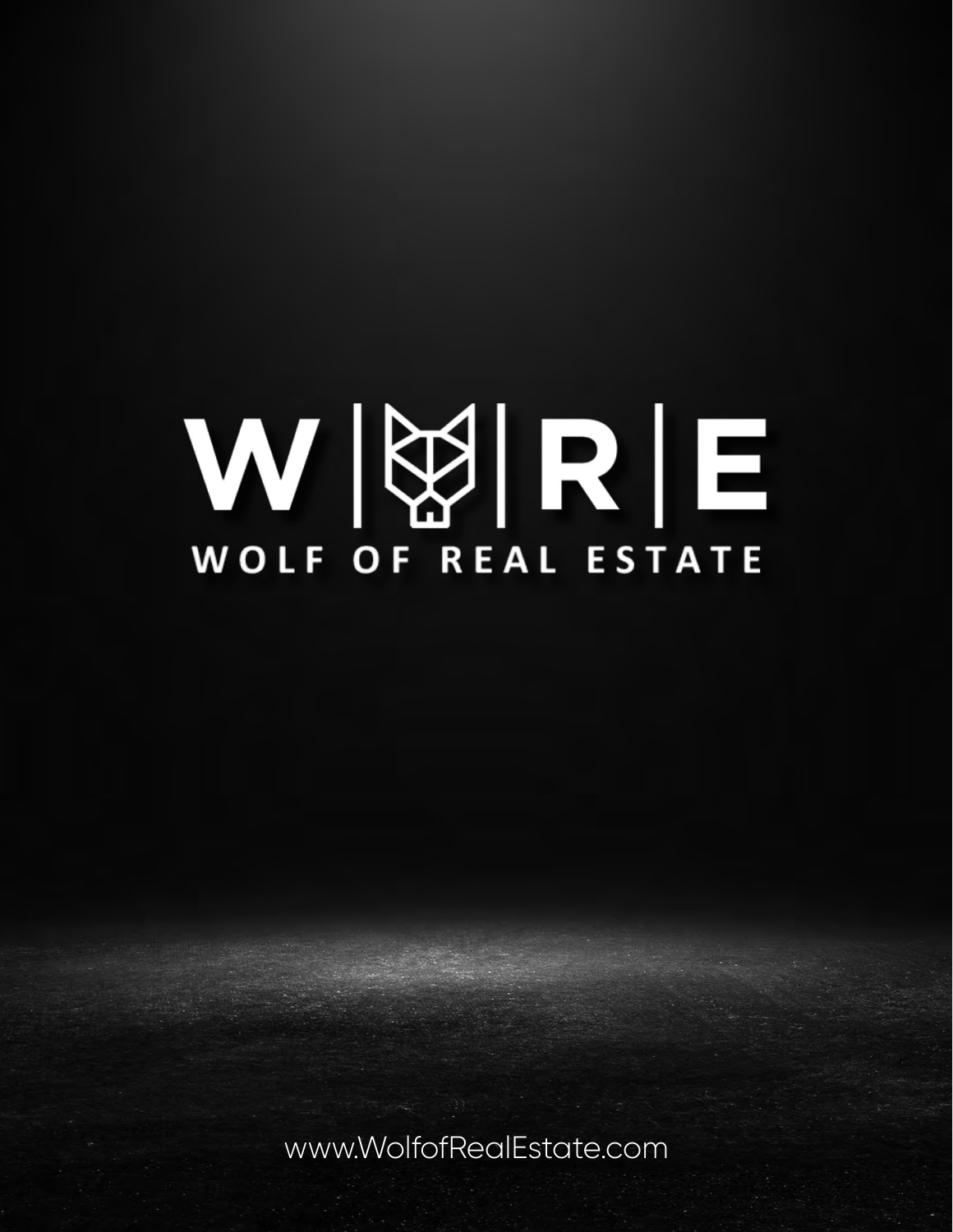# W | R | E

## WOLF OF REAL ESTATE

www.WolfofRealEstate.com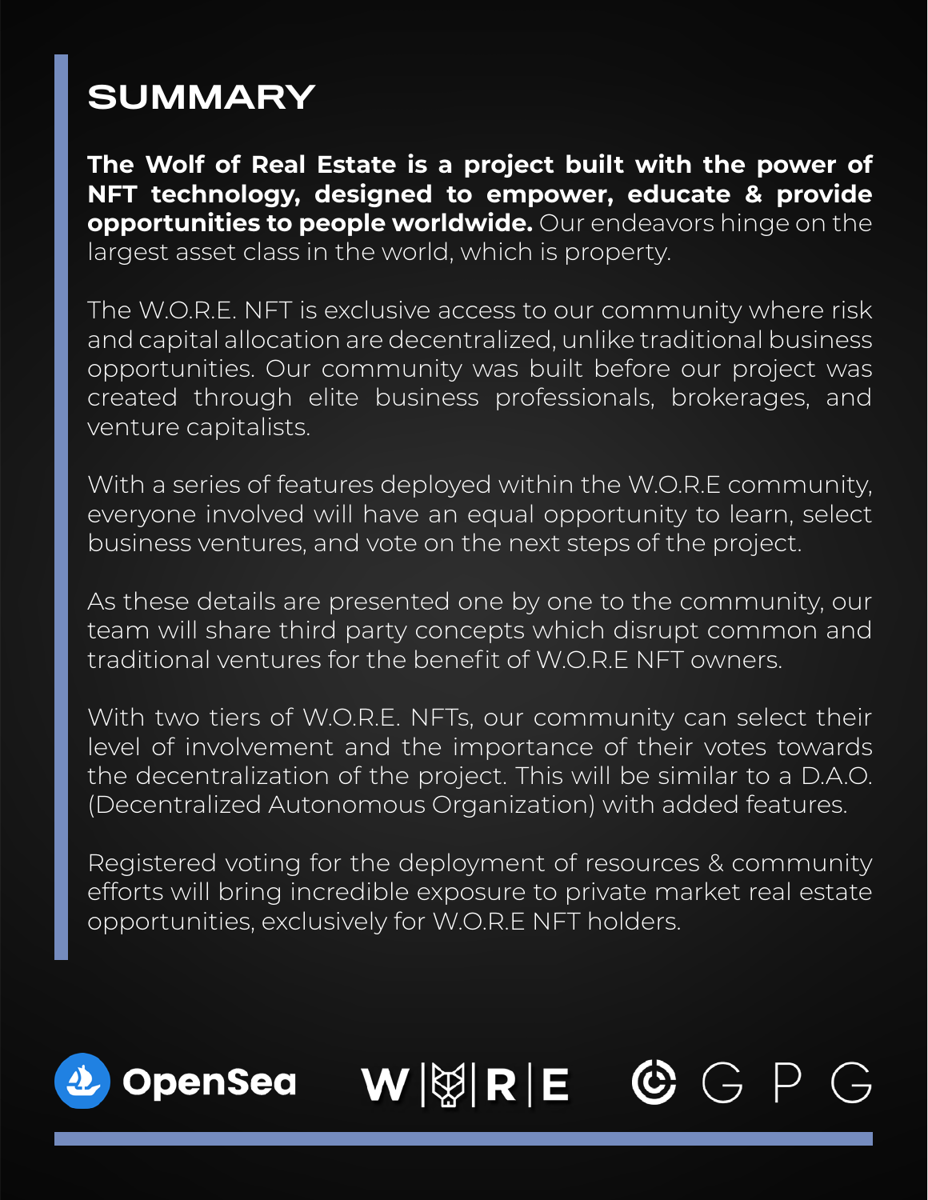# SUMMARY

**The Wolf of Real Estate is a project built with the power of NFT technology, designed to empower, educate & provide opportunities to people worldwide.** Our endeavors hinge on the largest asset class in the world, which is property.

The W.O.R.E. NFT is exclusive access to our community where risk and capital allocation are decentralized, unlike traditional business opportunities. Our community was built before our project was created through elite business professionals, brokerages, and venture capitalists.

With a series of features deployed within the W.O.R.E community, everyone involved will have an equal opportunity to learn, select business ventures, and vote on the next steps of the project.

As these details are presented one by one to the community, our team will share third party concepts which disrupt common and traditional ventures for the benefit of W.O.R.E NFT owners.

With two tiers of W.O.R.E. NFTs, our community can select their level of involvement and the importance of their votes towards the decentralization of the project. This will be similar to a D.A.O. (Decentralized Autonomous Organization) with added features.

Registered voting for the deployment of resources & community efforts will bring incredible exposure to private market real estate opportunities, exclusively for W.O.R.E NFT holders.

OpenSea W|R|E GPG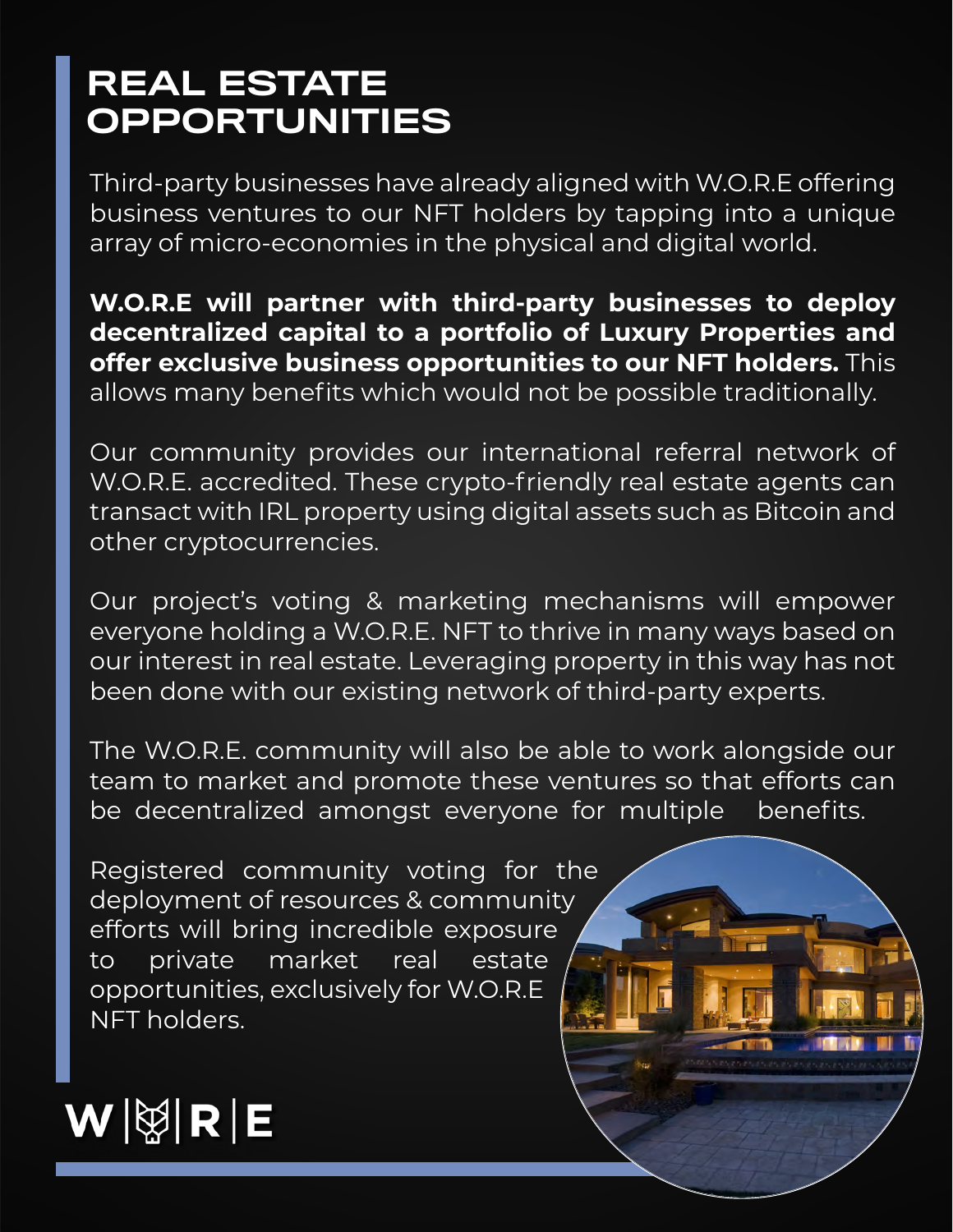# REAL ESTATE OPPORTUNITIES

Third-party businesses have already aligned with W.O.R.E offering business ventures to our NFT holders by tapping into a unique array of micro-economies in the physical and digital world.

**W.O.R.E will partner with third-party businesses to deploy decentralized capital to a portfolio of Luxury Properties and offer exclusive business opportunities to our NFT holders.** This allows many benefits which would not be possible traditionally.

Our community provides our international referral network of W.O.R.E. accredited. These crypto-friendly real estate agents can transact with IRL property using digital assets such as Bitcoin and other cryptocurrencies.

Our project's voting & marketing mechanisms will empower everyone holding a W.O.R.E. NFT to thrive in many ways based on our interest in real estate. Leveraging property in this way has not been done with our existing network of third-party experts.

The W.O.R.E. community will also be able to work alongside our team to market and promote these ventures so that efforts can be decentralized amongst everyone for multiple benefits.

Registered community voting for the deployment of resources & community efforts will bring incredible exposure to private market real estate opportunities, exclusively for W.O.R.E NFT holders.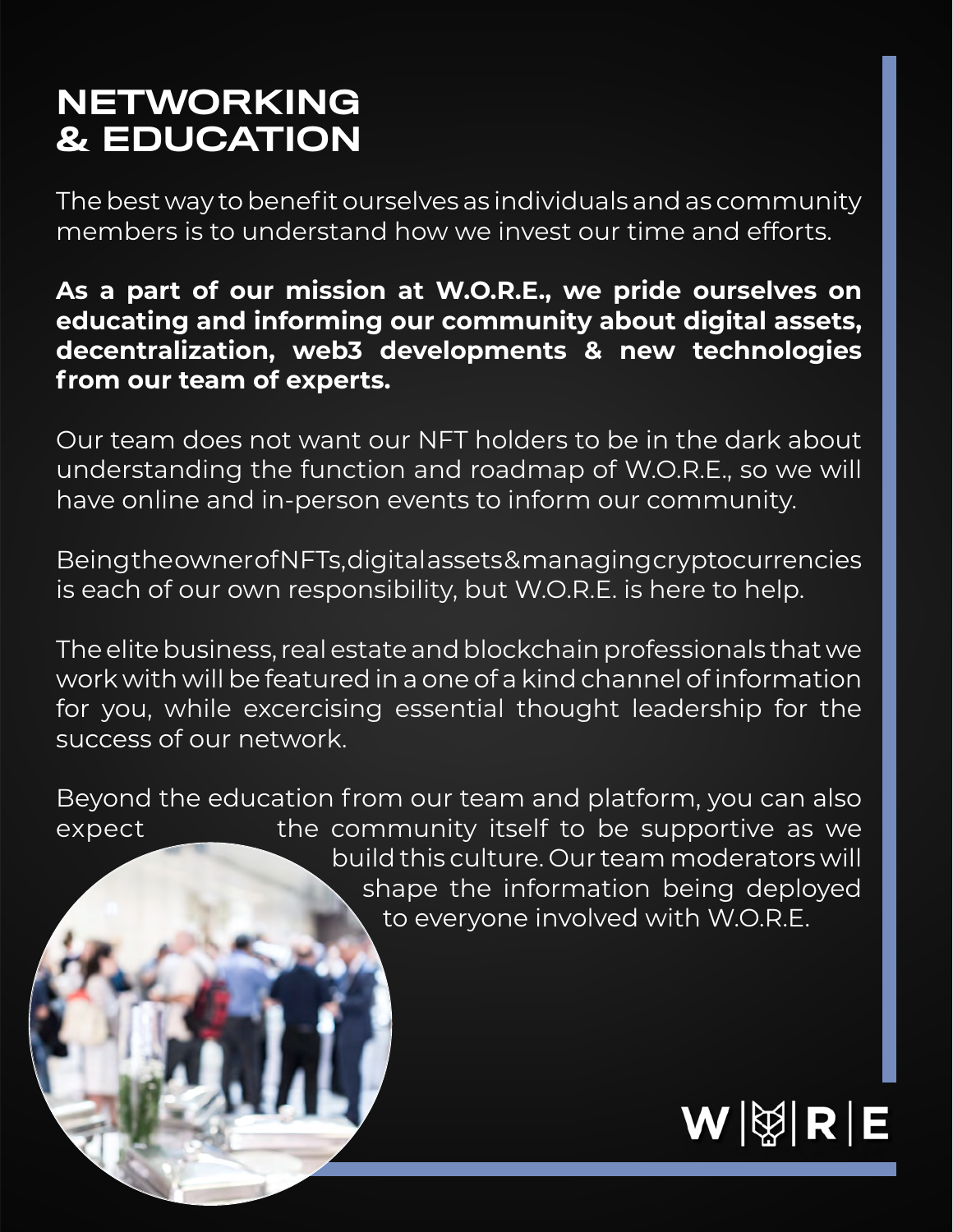# NETWORKING & EDUCATION

The best way to benefit ourselves as individuals and as community members is to understand how we invest our time and efforts.

**As a part of our mission at W.O.R.E., we pride ourselves on educating and informing our community about digital assets, decentralization, web3 developments & new technologies from our team of experts.**

Our team does not want our NFT holders to be in the dark about understanding the function and roadmap of W.O.R.E., so we will have online and in-person events to inform our community.

Being the owner of NFTs, digital assets & managing cryptocurrencies is each of our own responsibility, but W.O.R.E. is here to help.

The elite business, real estate and blockchain professionals that we work with will be featured in a one of a kind channel of information for you, while excercising essential thought leadership for the success of our network.

Beyond the education from our team and platform, you can also expect the community itself to be supportive as we build this culture. Our team moderators will shape the information being deployed to everyone involved with W.O.R.E.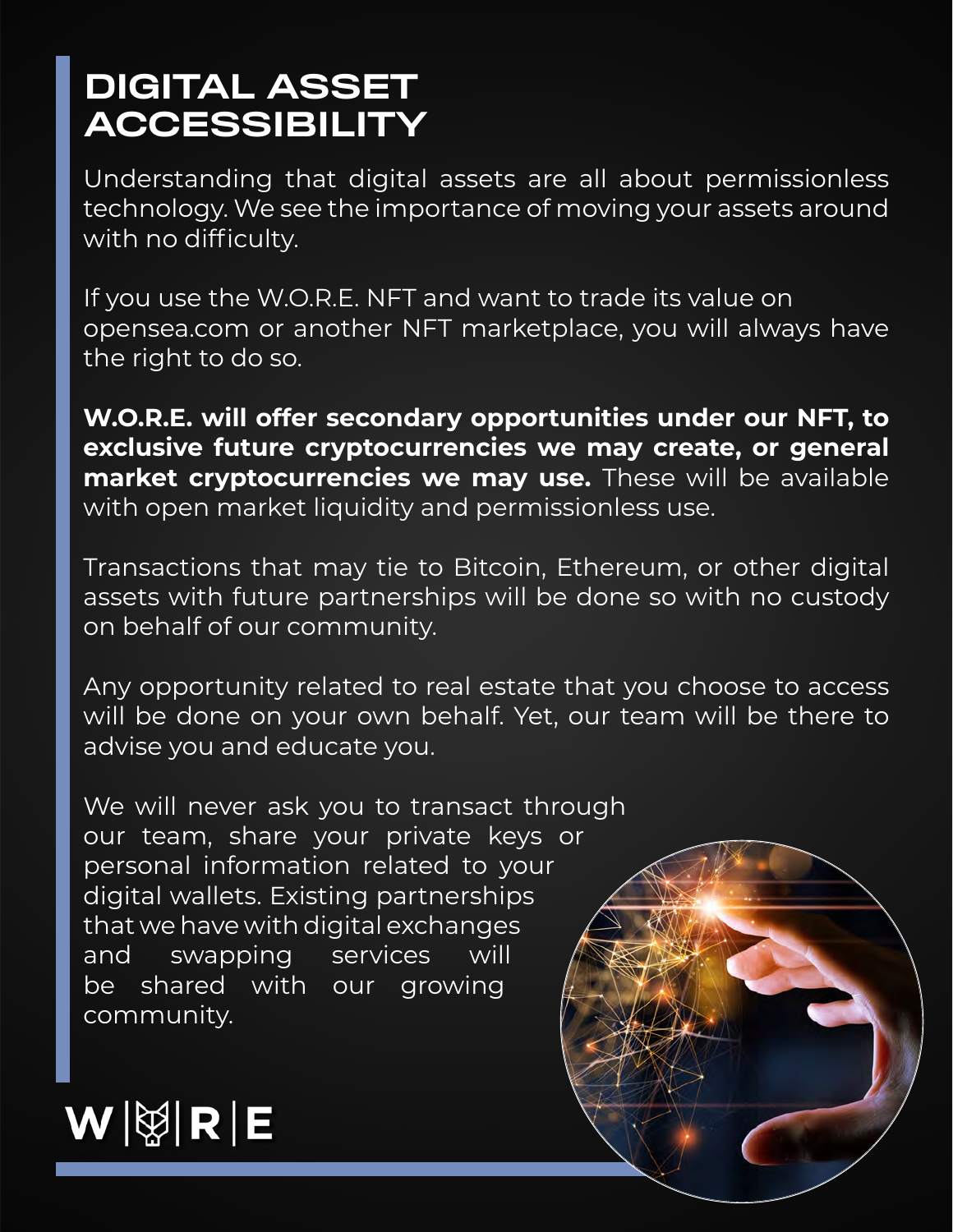# DIGITAL ASSET ACCESSIBILITY

Understanding that digital assets are all about permissionless technology. We see the importance of moving your assets around with no difficulty.

If you use the W.O.R.E. NFT and want to trade its value on opensea.com or another NFT marketplace, you will always have the right to do so.

**W.O.R.E. will offer secondary opportunities under our NFT, to exclusive future cryptocurrencies we may create, or general market cryptocurrencies we may use.** These will be available with open market liquidity and permissionless use.

Transactions that may tie to Bitcoin, Ethereum, or other digital assets with future partnerships will be done so with no custody on behalf of our community.

Any opportunity related to real estate that you choose to access will be done on your own behalf. Yet, our team will be there to advise you and educate you.

We will never ask you to transact through our team, share your private keys or personal information related to your digital wallets. Existing partnerships that we have with digital exchanges and swapping services will be shared with our growing community.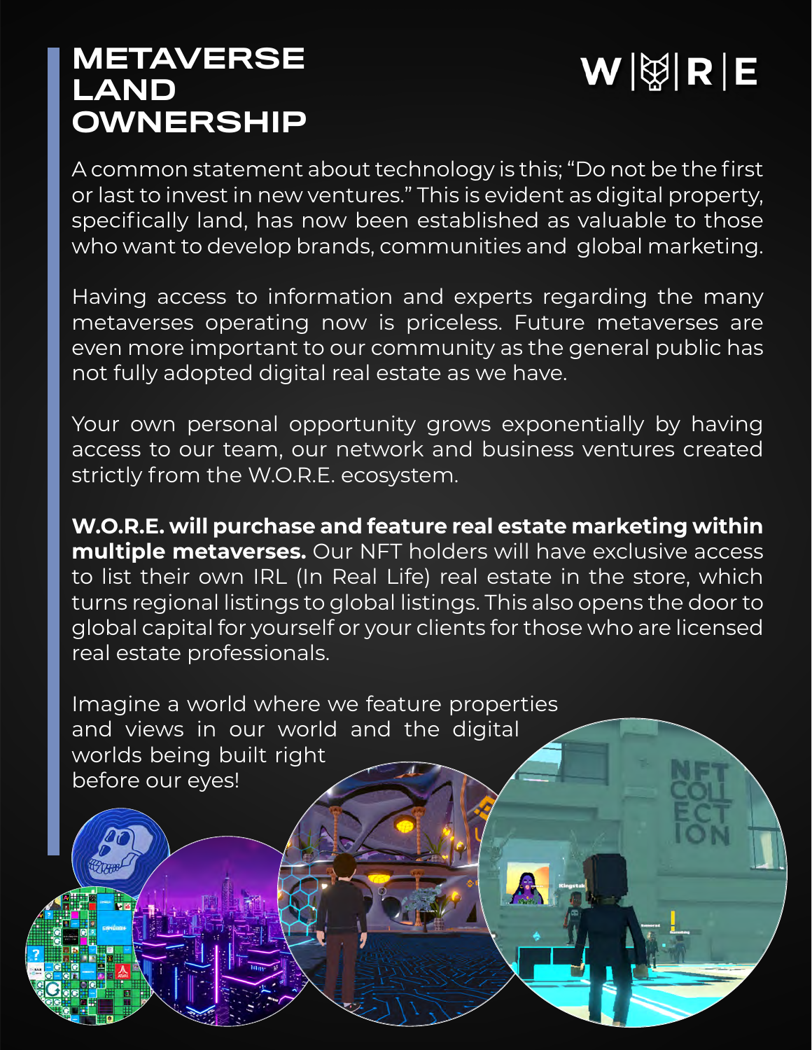# METAVERSE LAND OWNERSHIP

A common statement about technology is this; "Do not be the first or last to invest in new ventures." This is evident as digital property, specifically land, has now been established as valuable to those who want to develop brands, communities and global marketing.

Having access to information and experts regarding the many metaverses operating now is priceless. Future metaverses are even more important to our community as the general public has not fully adopted digital real estate as we have.

Your own personal opportunity grows exponentially by having access to our team, our network and business ventures created strictly from the W.O.R.E. ecosystem.

**W.O.R.E. will purchase and feature real estate marketing within multiple metaverses.** Our NFT holders will have exclusive access to list their own IRL (In Real Life) real estate in the store, which turns regional listings to global listings. This also opens the door to global capital for yourself or your clients for those who are licensed real estate professionals.

Imagine a world where we feature properties and views in our world and the digital worlds being built right before our eyes!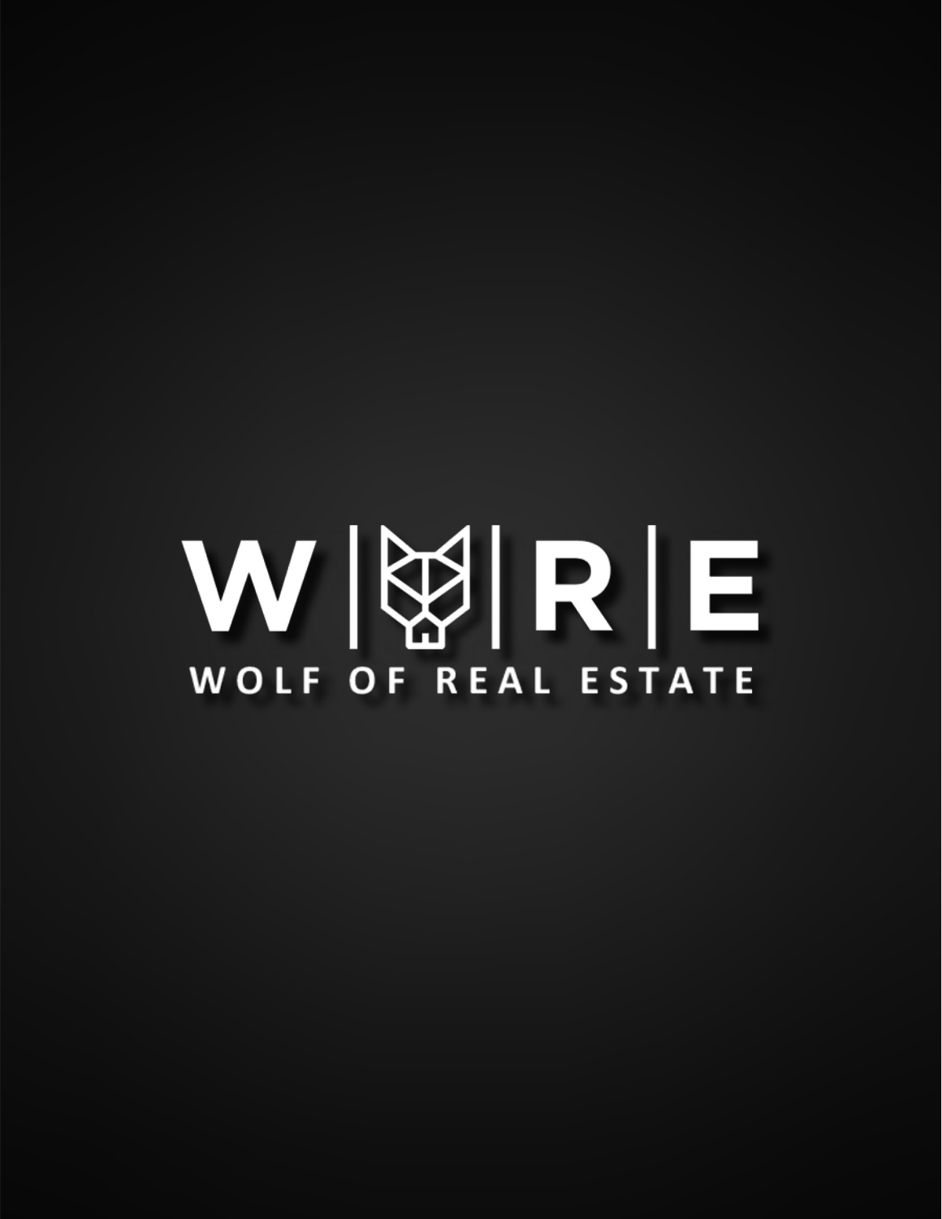W|R|E

WOLF OF REAL ESTATE